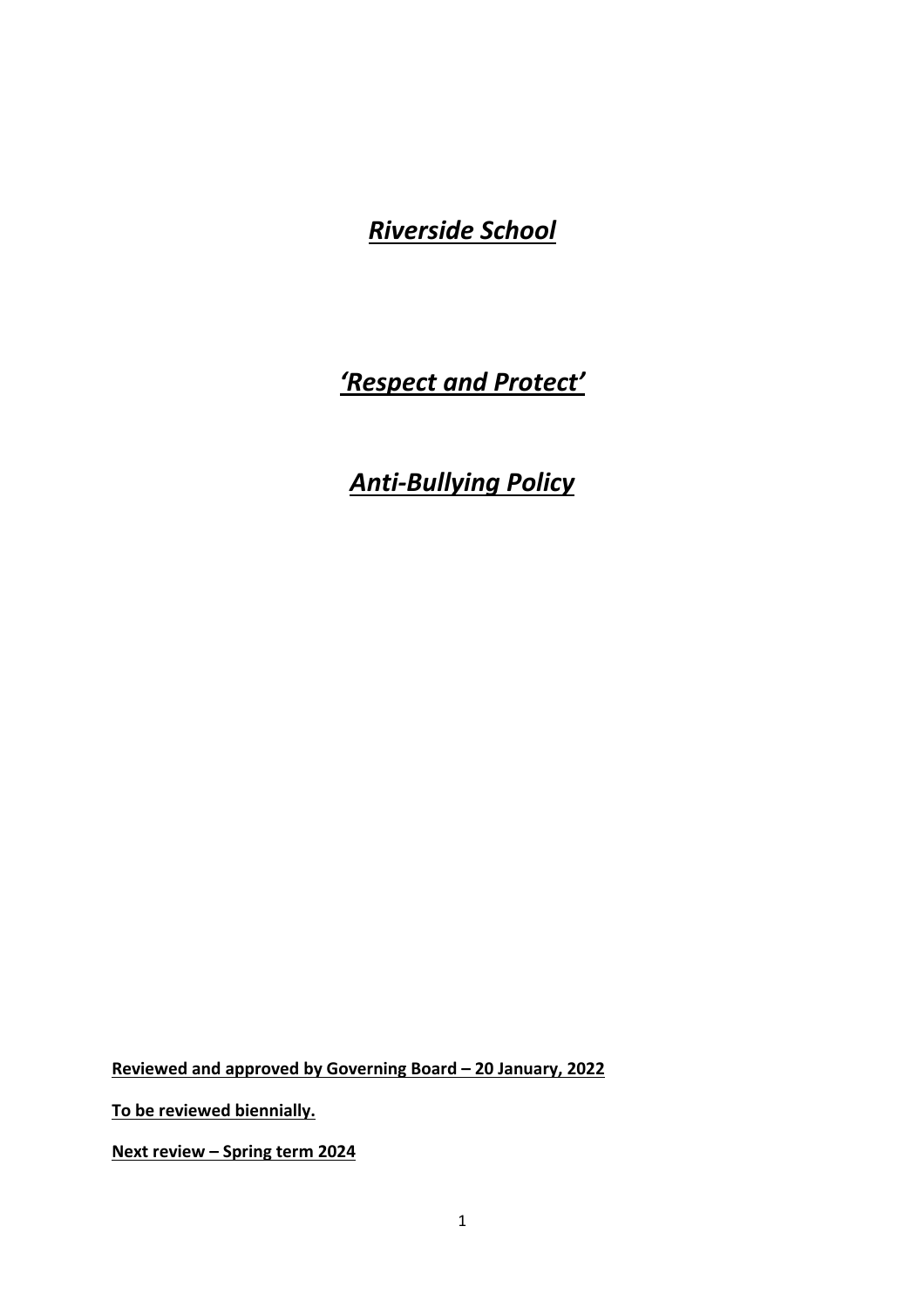# *Riverside School*

## *'Respect and Protect'*

## *Anti-Bullying Policy*

**Reviewed and approved by Governing Board – 20 January, 2022**

**To be reviewed biennially.**

**Next review – Spring term 2024**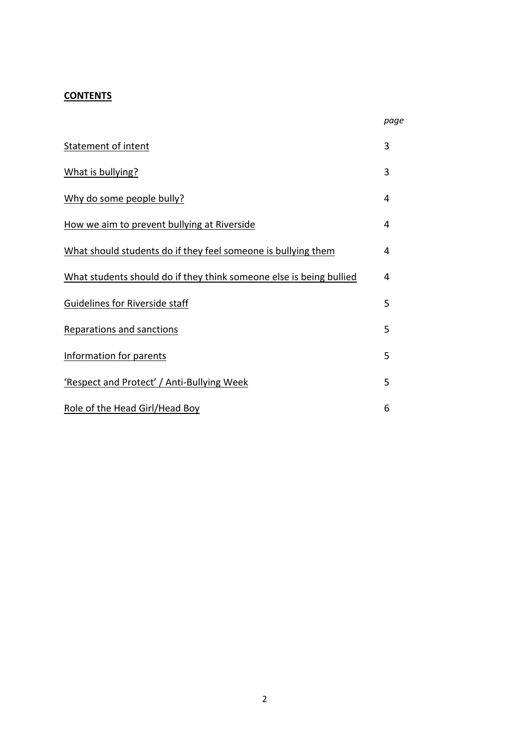**CONTENTS**

| | *page* |
|---|---|
| Statement of intent | 3 |
| What is bullying? | 3 |
| Why do some people bully? | 4 |
| How we aim to prevent bullying at Riverside | 4 |
| What should students do if they feel someone is bullying them | 4 |
| What students should do if they think someone else is being bullied | 4 |
| Guidelines for Riverside staff | 5 |
| Reparations and sanctions | 5 |
| Information for parents | 5 |
| 'Respect and Protect' / Anti-Bullying Week | 5 |
| Role of the Head Girl/Head Boy | 6 |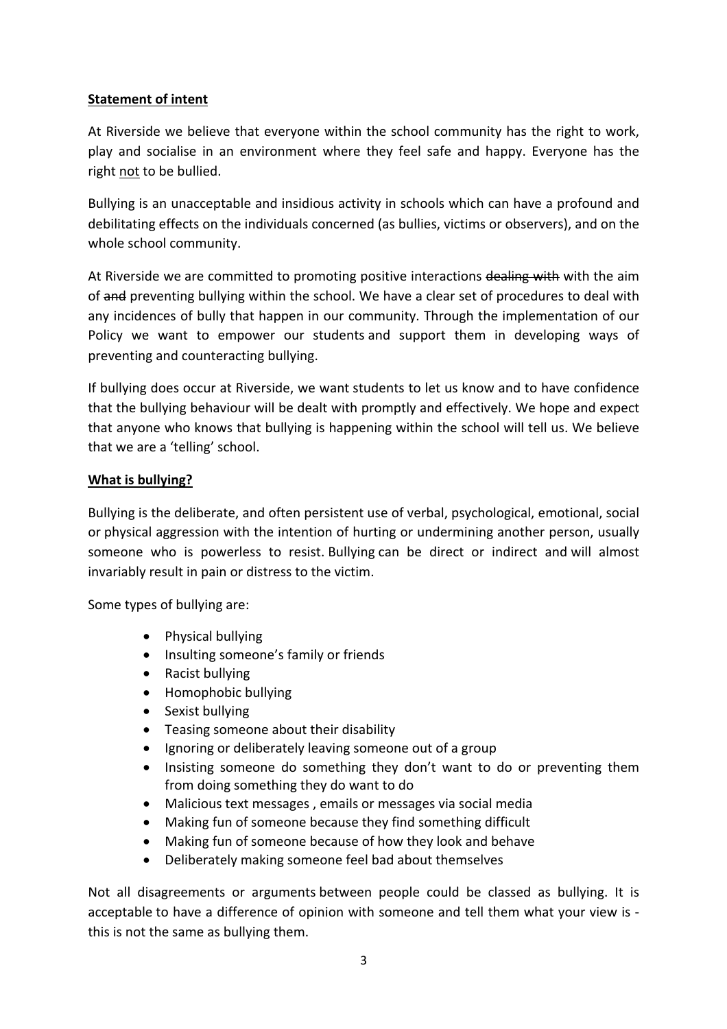**Statement of intent**

At Riverside we believe that everyone within the school community has the right to work, play and socialise in an environment where they feel safe and happy. Everyone has the right not to be bullied.

Bullying is an unacceptable and insidious activity in schools which can have a profound and debilitating effects on the individuals concerned (as bullies, victims or observers), and on the whole school community.

At Riverside we are committed to promoting positive interactions ~~dealing with~~ with the aim of ~~and~~ preventing bullying within the school. We have a clear set of procedures to deal with any incidences of bully that happen in our community. Through the implementation of our Policy we want to empower our students and support them in developing ways of preventing and counteracting bullying.

If bullying does occur at Riverside, we want students to let us know and to have confidence that the bullying behaviour will be dealt with promptly and effectively. We hope and expect that anyone who knows that bullying is happening within the school will tell us. We believe that we are a 'telling' school.

**What is bullying?**

Bullying is the deliberate, and often persistent use of verbal, psychological, emotional, social or physical aggression with the intention of hurting or undermining another person, usually someone who is powerless to resist. Bullying can be direct or indirect and will almost invariably result in pain or distress to the victim.

Some types of bullying are:

- Physical bullying
- Insulting someone's family or friends
- Racist bullying
- Homophobic bullying
- Sexist bullying
- Teasing someone about their disability
- Ignoring or deliberately leaving someone out of a group
- Insisting someone do something they don't want to do or preventing them from doing something they do want to do
- Malicious text messages , emails or messages via social media
- Making fun of someone because they find something difficult
- Making fun of someone because of how they look and behave
- Deliberately making someone feel bad about themselves

Not all disagreements or arguments between people could be classed as bullying. It is acceptable to have a difference of opinion with someone and tell them what your view is - this is not the same as bullying them.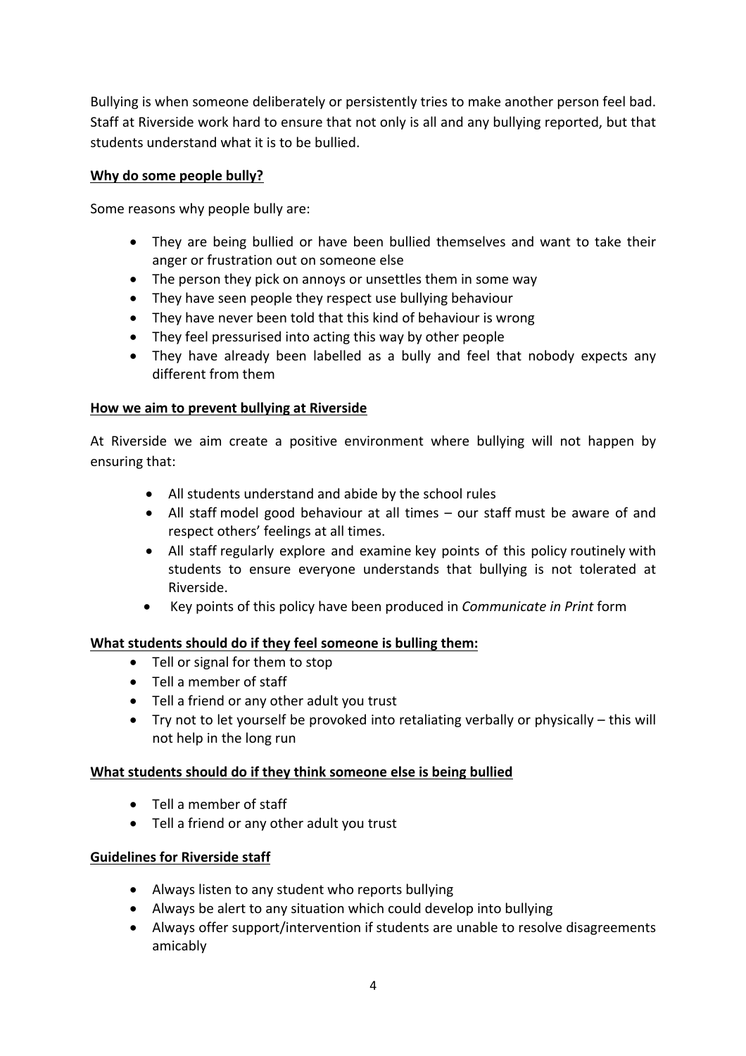Bullying is when someone deliberately or persistently tries to make another person feel bad. Staff at Riverside work hard to ensure that not only is all and any bullying reported, but that students understand what it is to be bullied.

**Why do some people bully?**

Some reasons why people bully are:

- They are being bullied or have been bullied themselves and want to take their anger or frustration out on someone else
- The person they pick on annoys or unsettles them in some way
- They have seen people they respect use bullying behaviour
- They have never been told that this kind of behaviour is wrong
- They feel pressurised into acting this way by other people
- They have already been labelled as a bully and feel that nobody expects any different from them

**How we aim to prevent bullying at Riverside**

At Riverside we aim create a positive environment where bullying will not happen by ensuring that:

- All students understand and abide by the school rules
- All staff model good behaviour at all times – our staff must be aware of and respect others' feelings at all times.
- All staff regularly explore and examine key points of this policy routinely with students to ensure everyone understands that bullying is not tolerated at Riverside.
- Key points of this policy have been produced in *Communicate in Print* form

**What students should do if they feel someone is bulling them:**

- Tell or signal for them to stop
- Tell a member of staff
- Tell a friend or any other adult you trust
- Try not to let yourself be provoked into retaliating verbally or physically – this will not help in the long run

**What students should do if they think someone else is being bullied**

- Tell a member of staff
- Tell a friend or any other adult you trust

**Guidelines for Riverside staff**

- Always listen to any student who reports bullying
- Always be alert to any situation which could develop into bullying
- Always offer support/intervention if students are unable to resolve disagreements amicably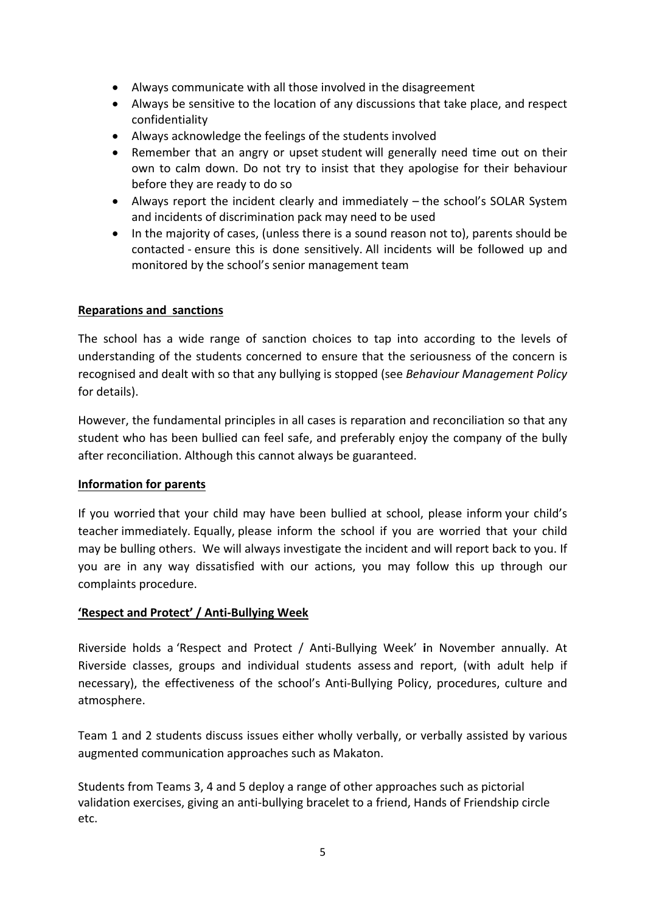- Always communicate with all those involved in the disagreement
- Always be sensitive to the location of any discussions that take place, and respect confidentiality
- Always acknowledge the feelings of the students involved
- Remember that an angry or upset student will generally need time out on their own to calm down. Do not try to insist that they apologise for their behaviour before they are ready to do so
- Always report the incident clearly and immediately – the school's SOLAR System and incidents of discrimination pack may need to be used
- In the majority of cases, (unless there is a sound reason not to), parents should be contacted - ensure this is done sensitively. All incidents will be followed up and monitored by the school's senior management team

**Reparations and sanctions**

The school has a wide range of sanction choices to tap into according to the levels of understanding of the students concerned to ensure that the seriousness of the concern is recognised and dealt with so that any bullying is stopped (see *Behaviour Management Policy* for details).

However, the fundamental principles in all cases is reparation and reconciliation so that any student who has been bullied can feel safe, and preferably enjoy the company of the bully after reconciliation. Although this cannot always be guaranteed.

**Information for parents**

If you worried that your child may have been bullied at school, please inform your child's teacher immediately. Equally, please inform the school if you are worried that your child may be bulling others. We will always investigate the incident and will report back to you. If you are in any way dissatisfied with our actions, you may follow this up through our complaints procedure.

**'Respect and Protect' / Anti-Bullying Week**

Riverside holds a 'Respect and Protect / Anti-Bullying Week' **i**n November annually. At Riverside classes, groups and individual students assess and report, (with adult help if necessary), the effectiveness of the school's Anti-Bullying Policy, procedures, culture and atmosphere.

Team 1 and 2 students discuss issues either wholly verbally, or verbally assisted by various augmented communication approaches such as Makaton.

Students from Teams 3, 4 and 5 deploy a range of other approaches such as pictorial validation exercises, giving an anti-bullying bracelet to a friend, Hands of Friendship circle etc.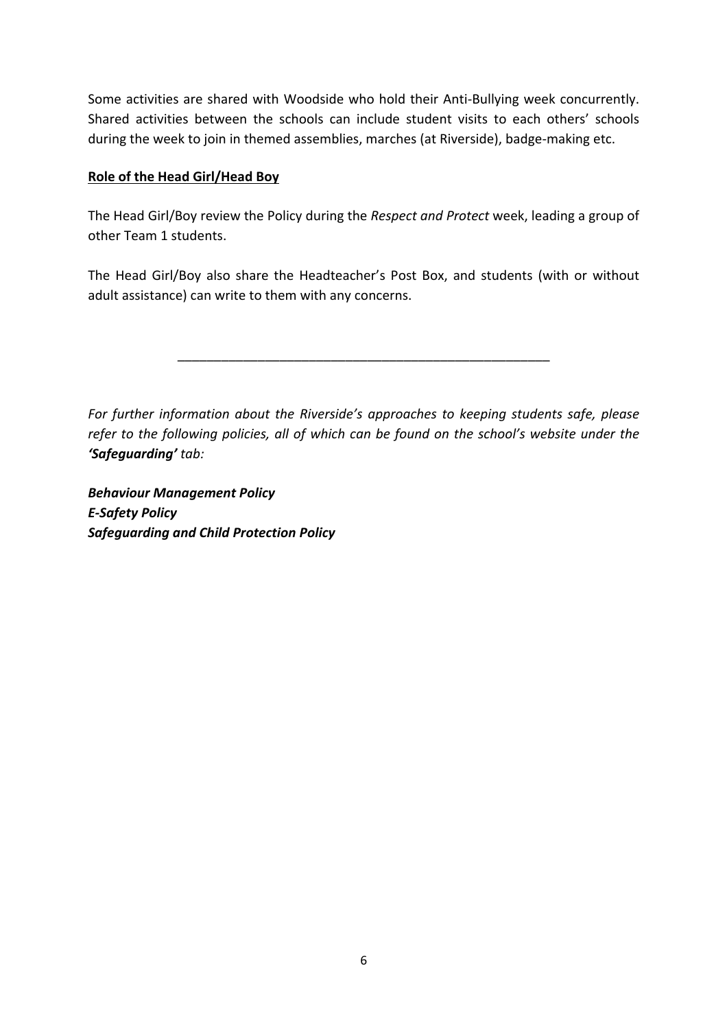Some activities are shared with Woodside who hold their Anti-Bullying week concurrently. Shared activities between the schools can include student visits to each others' schools during the week to join in themed assemblies, marches (at Riverside), badge-making etc.

**Role of the Head Girl/Head Boy**

The Head Girl/Boy review the Policy during the *Respect and Protect* week, leading a group of other Team 1 students.

The Head Girl/Boy also share the Headteacher's Post Box, and students (with or without adult assistance) can write to them with any concerns.

---

*For further information about the Riverside's approaches to keeping students safe, please refer to the following policies, all of which can be found on the school's website under the **'Safeguarding'** tab:*

***Behaviour Management Policy***
***E-Safety Policy***
***Safeguarding and Child Protection Policy***